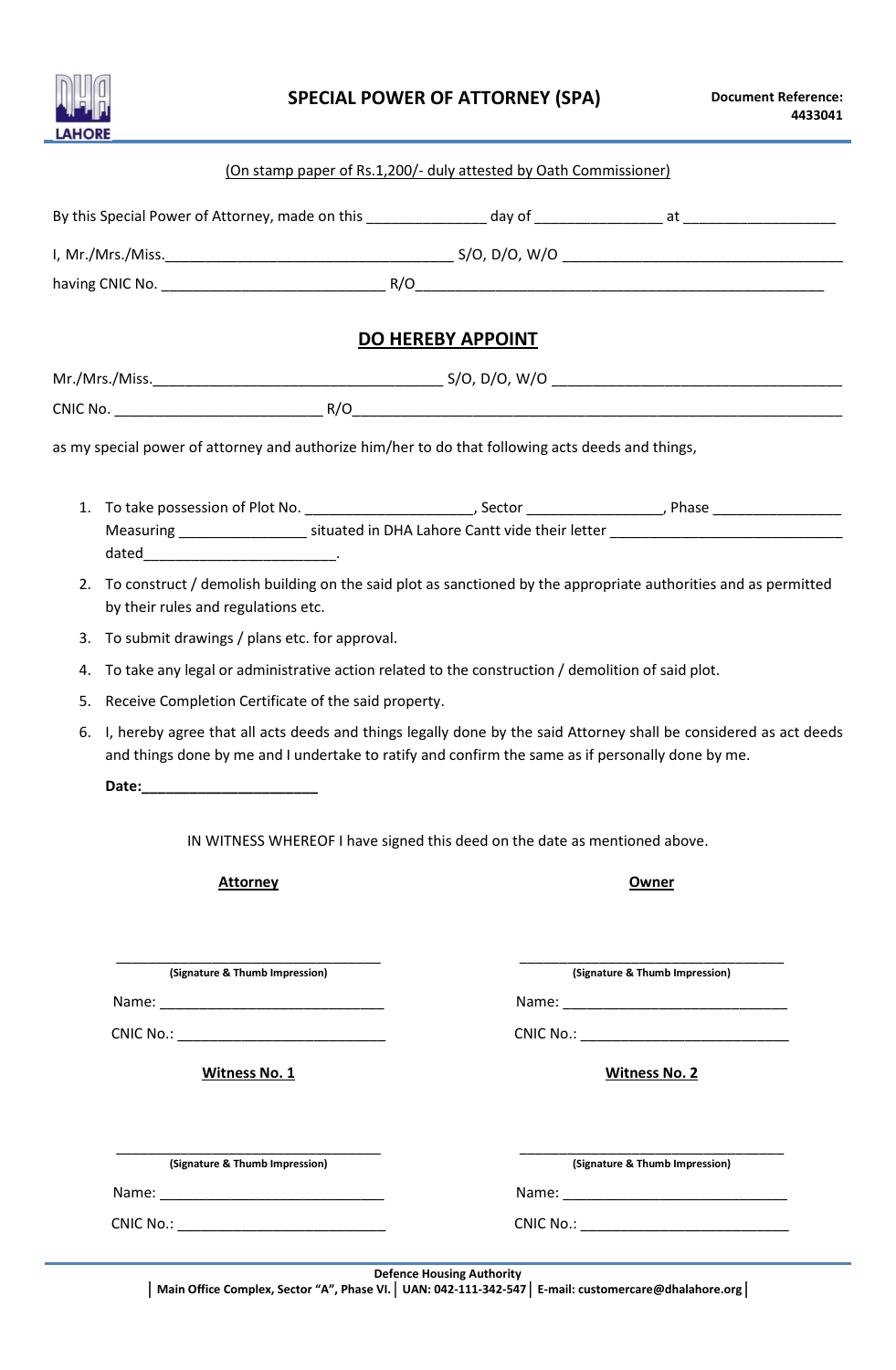# SPECIAL POWER OF ATTORNEY (SPA)

**Document Reference: 4433041**

(On stamp paper of Rs.1,200/- duly attested by Oath Commissioner)

By this Special Power of Attorney, made on this _______________ day of ________________ at ___________________

I, Mr./Mrs./Miss.____________________________________ S/O, D/O, W/O ___________________________________

having CNIC No. ____________________________ R/O___________________________________________________

## DO HEREBY APPOINT

Mr./Mrs./Miss.____________________________________ S/O, D/O, W/O ____________________________________

CNIC No. __________________________ R/O_____________________________________________________________

as my special power of attorney and authorize him/her to do that following acts deeds and things,

1. To take possession of Plot No. _____________________, Sector ________________, Phase ________________ Measuring ________________ situated in DHA Lahore Cantt vide their letter _____________________________ dated________________________.
2. To construct / demolish building on the said plot as sanctioned by the appropriate authorities and as permitted by their rules and regulations etc.
3. To submit drawings / plans etc. for approval.
4. To take any legal or administrative action related to the construction / demolition of said plot.
5. Receive Completion Certificate of the said property.
6. I, hereby agree that all acts deeds and things legally done by the said Attorney shall be considered as act deeds and things done by me and I undertake to ratify and confirm the same as if personally done by me.

**Date:______________________**

IN WITNESS WHEREOF I have signed this deed on the date as mentioned above.

| **Attorney** | **Owner** |
|---|---|
| __________________________________ (Signature & Thumb Impression) | __________________________________ (Signature & Thumb Impression) |
| Name: ____________________________ | Name: ____________________________ |
| CNIC No.: __________________________ | CNIC No.: __________________________ |

| **Witness No. 1** | **Witness No. 2** |
|---|---|
| __________________________________ (Signature & Thumb Impression) | __________________________________ (Signature & Thumb Impression) |
| Name: ____________________________ | Name: ____________________________ |
| CNIC No.: __________________________ | CNIC No.: __________________________ |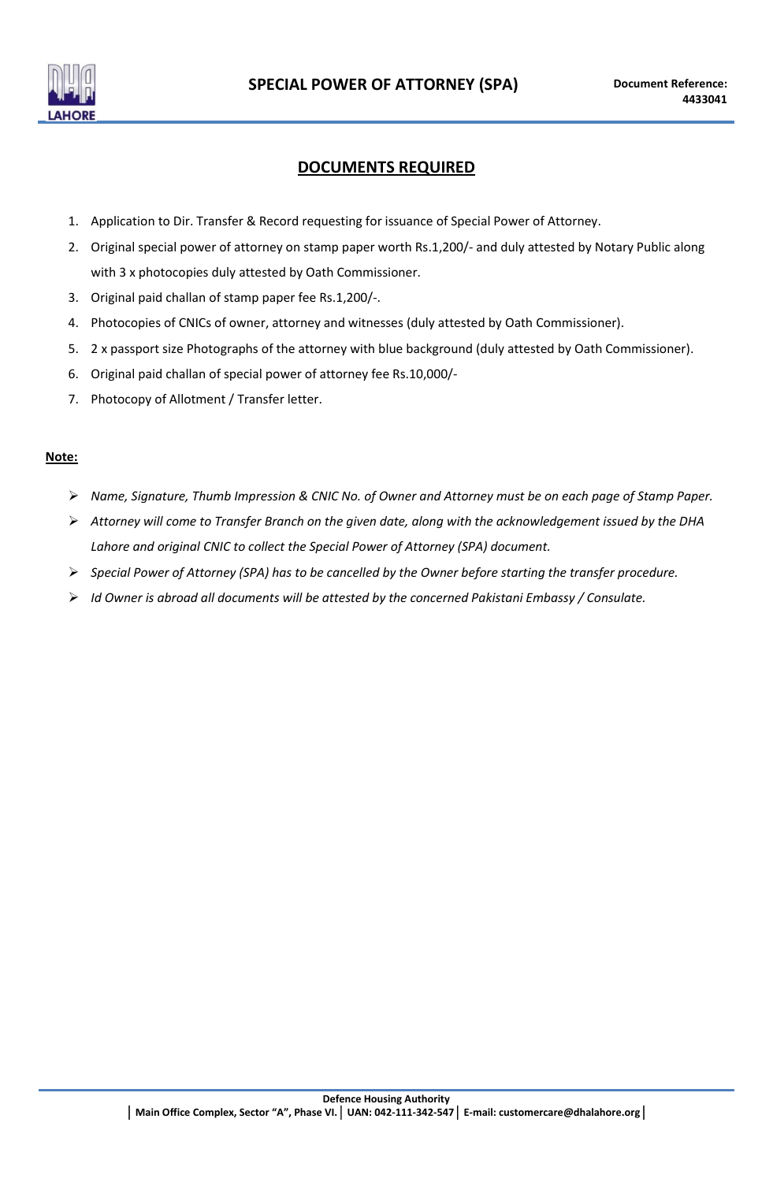## DOCUMENTS REQUIRED

1. Application to Dir. Transfer & Record requesting for issuance of Special Power of Attorney.
2. Original special power of attorney on stamp paper worth Rs.1,200/- and duly attested by Notary Public along with 3 x photocopies duly attested by Oath Commissioner.
3. Original paid challan of stamp paper fee Rs.1,200/-.
4. Photocopies of CNICs of owner, attorney and witnesses (duly attested by Oath Commissioner).
5. 2 x passport size Photographs of the attorney with blue background (duly attested by Oath Commissioner).
6. Original paid challan of special power of attorney fee Rs.10,000/-
7. Photocopy of Allotment / Transfer letter.

**Note:**

- *Name, Signature, Thumb Impression & CNIC No. of Owner and Attorney must be on each page of Stamp Paper.*
- *Attorney will come to Transfer Branch on the given date, along with the acknowledgement issued by the DHA Lahore and original CNIC to collect the Special Power of Attorney (SPA) document.*
- *Special Power of Attorney (SPA) has to be cancelled by the Owner before starting the transfer procedure.*
- *Id Owner is abroad all documents will be attested by the concerned Pakistani Embassy / Consulate.*